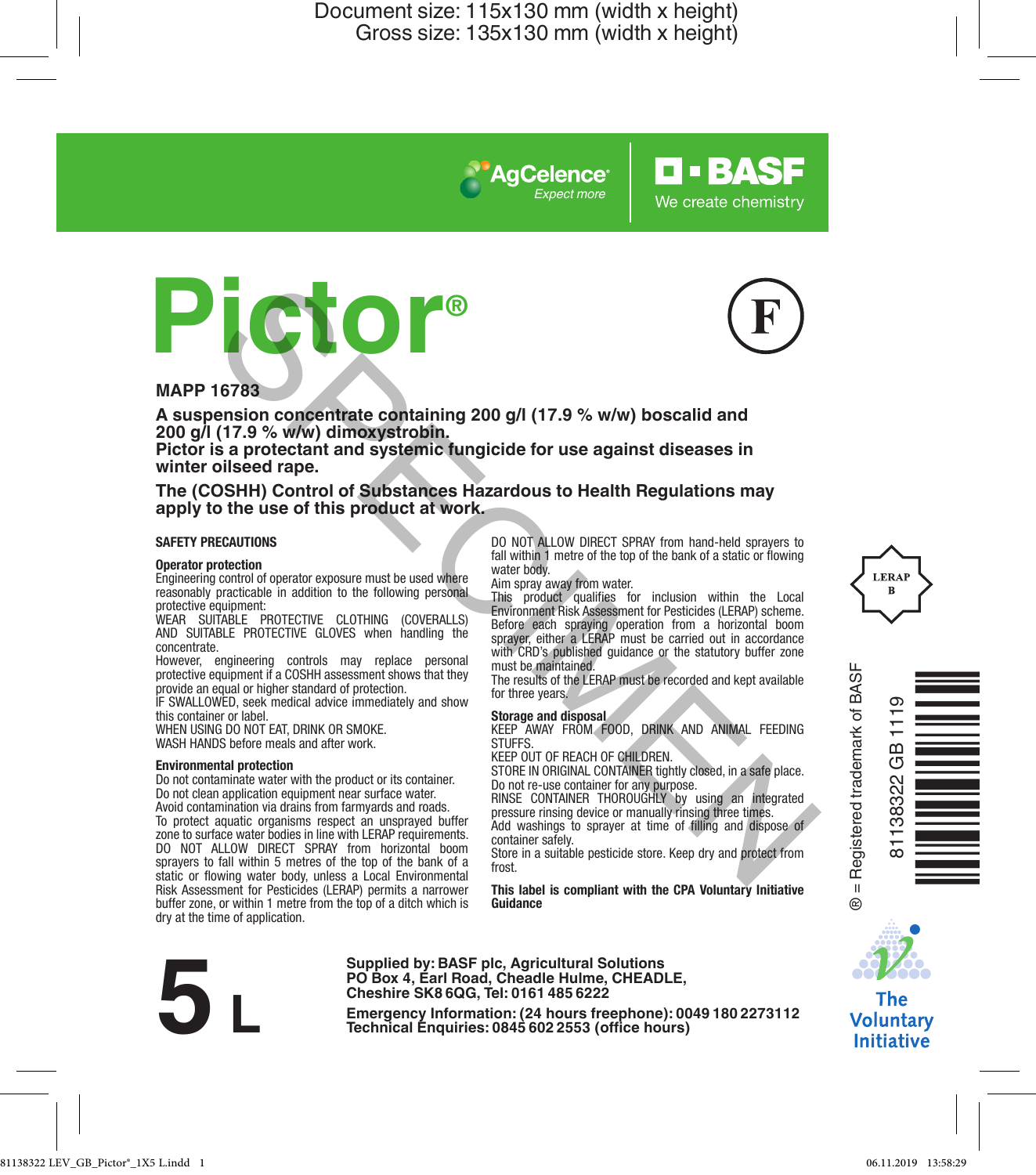Document size: 115x130 mm (width x height)
Gross size: 135x130 mm (width x height)

AgCelence® Expect more

BASF We create chemistry

# Pictor®

F

**MAPP 16783**

**A suspension concentrate containing 200 g/l (17.9 % w/w) boscalid and 200 g/l (17.9 % w/w) dimoxystrobin.**
**Pictor is a protectant and systemic fungicide for use against diseases in winter oilseed rape.**

**The (COSHH) Control of Substances Hazardous to Health Regulations may apply to the use of this product at work.**

## SAFETY PRECAUTIONS

### Operator protection

Engineering control of operator exposure must be used where reasonably practicable in addition to the following personal protective equipment:
WEAR SUITABLE PROTECTIVE CLOTHING (COVERALLS) AND SUITABLE PROTECTIVE GLOVES when handling the concentrate.
However, engineering controls may replace personal protective equipment if a COSHH assessment shows that they provide an equal or higher standard of protection.
IF SWALLOWED, seek medical advice immediately and show this container or label.
WHEN USING DO NOT EAT, DRINK OR SMOKE.
WASH HANDS before meals and after work.

### Environmental protection

Do not contaminate water with the product or its container.
Do not clean application equipment near surface water.
Avoid contamination via drains from farmyards and roads.
To protect aquatic organisms respect an unsprayed buffer zone to surface water bodies in line with LERAP requirements.
DO NOT ALLOW DIRECT SPRAY from horizontal boom sprayers to fall within 5 metres of the top of the bank of a static or flowing water body, unless a Local Environmental Risk Assessment for Pesticides (LERAP) permits a narrower buffer zone, or within 1 metre from the top of a ditch which is dry at the time of application.
DO NOT ALLOW DIRECT SPRAY from hand-held sprayers to fall within 1 metre of the top of the bank of a static or flowing water body.
Aim spray away from water.
This product qualifies for inclusion within the Local Environment Risk Assessment for Pesticides (LERAP) scheme.
Before each spraying operation from a horizontal boom sprayer, either a LERAP must be carried out in accordance with CRD's published guidance or the statutory buffer zone must be maintained.
The results of the LERAP must be recorded and kept available for three years.

### Storage and disposal

KEEP AWAY FROM FOOD, DRINK AND ANIMAL FEEDING STUFFS.
KEEP OUT OF REACH OF CHILDREN.
STORE IN ORIGINAL CONTAINER tightly closed, in a safe place.
Do not re-use container for any purpose.
RINSE CONTAINER THOROUGHLY by using an integrated pressure rinsing device or manually rinsing three times.
Add washings to sprayer at time of filling and dispose of container safely.
Store in a suitable pesticide store. Keep dry and protect from frost.

**This label is compliant with the CPA Voluntary Initiative Guidance**

LERAP B

® = Registered trademark of BASF

81138322 GB 1119

The Voluntary Initiative

# 5 L

**Supplied by: BASF plc, Agricultural Solutions**
**PO Box 4, Earl Road, Cheadle Hulme, CHEADLE, Cheshire SK8 6QG, Tel: 0161 485 6222**

**Emergency Information: (24 hours freephone): 0049 180 2273112**
**Technical Enquiries: 0845 602 2553 (office hours)**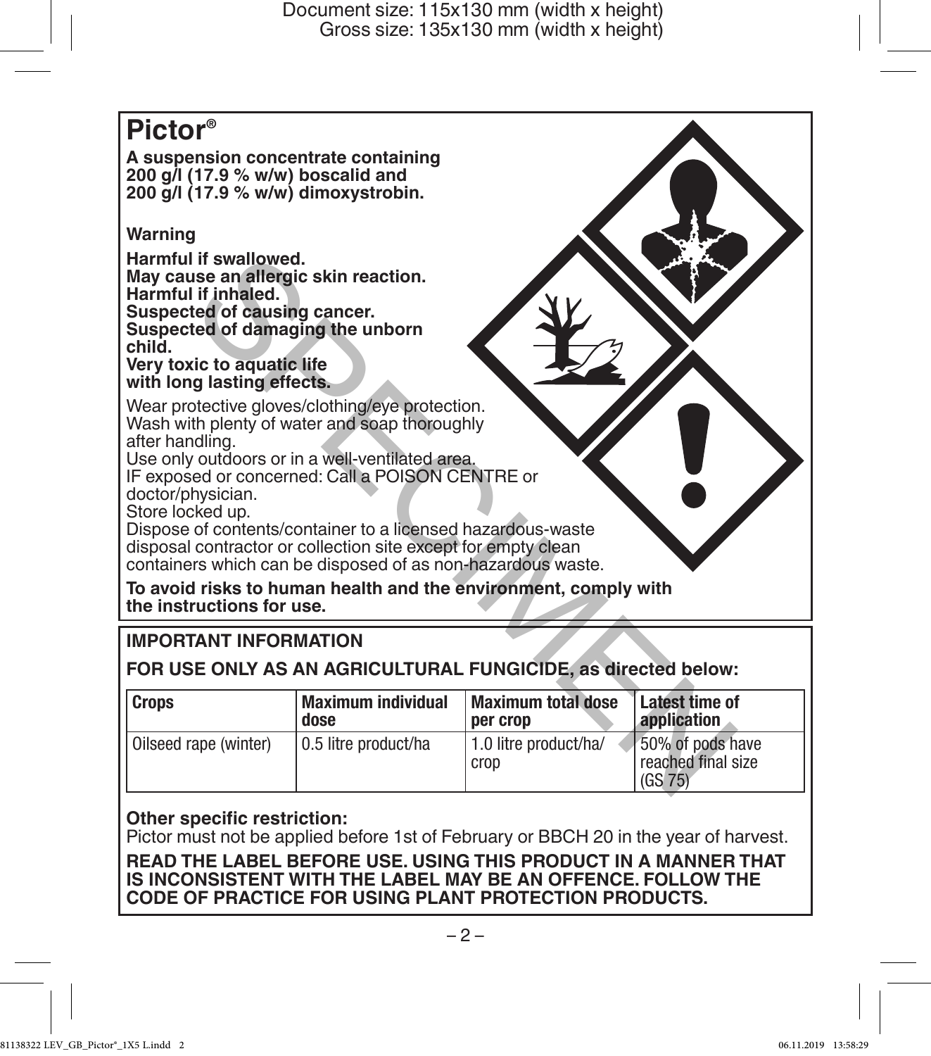# Pictor®

**A suspension concentrate containing 200 g/l (17.9 % w/w) boscalid and 200 g/l (17.9 % w/w) dimoxystrobin.**

**Warning**

**Harmful if swallowed.**
**May cause an allergic skin reaction.**
**Harmful if inhaled.**
**Suspected of causing cancer.**
**Suspected of damaging the unborn child.**
**Very toxic to aquatic life with long lasting effects.**

Wear protective gloves/clothing/eye protection.
Wash with plenty of water and soap thoroughly after handling.
Use only outdoors or in a well-ventilated area.
IF exposed or concerned: Call a POISON CENTRE or doctor/physician.
Store locked up.
Dispose of contents/container to a licensed hazardous-waste disposal contractor or collection site except for empty clean containers which can be disposed of as non-hazardous waste.

**To avoid risks to human health and the environment, comply with the instructions for use.**

## IMPORTANT INFORMATION

**FOR USE ONLY AS AN AGRICULTURAL FUNGICIDE, as directed below:**

| Crops | Maximum individual dose | Maximum total dose per crop | Latest time of application |
|---|---|---|---|
| Oilseed rape (winter) | 0.5 litre product/ha | 1.0 litre product/ha/crop | 50% of pods have reached final size (GS 75) |

**Other specific restriction:**
Pictor must not be applied before 1st of February or BBCH 20 in the year of harvest.

**READ THE LABEL BEFORE USE. USING THIS PRODUCT IN A MANNER THAT IS INCONSISTENT WITH THE LABEL MAY BE AN OFFENCE. FOLLOW THE CODE OF PRACTICE FOR USING PLANT PROTECTION PRODUCTS.**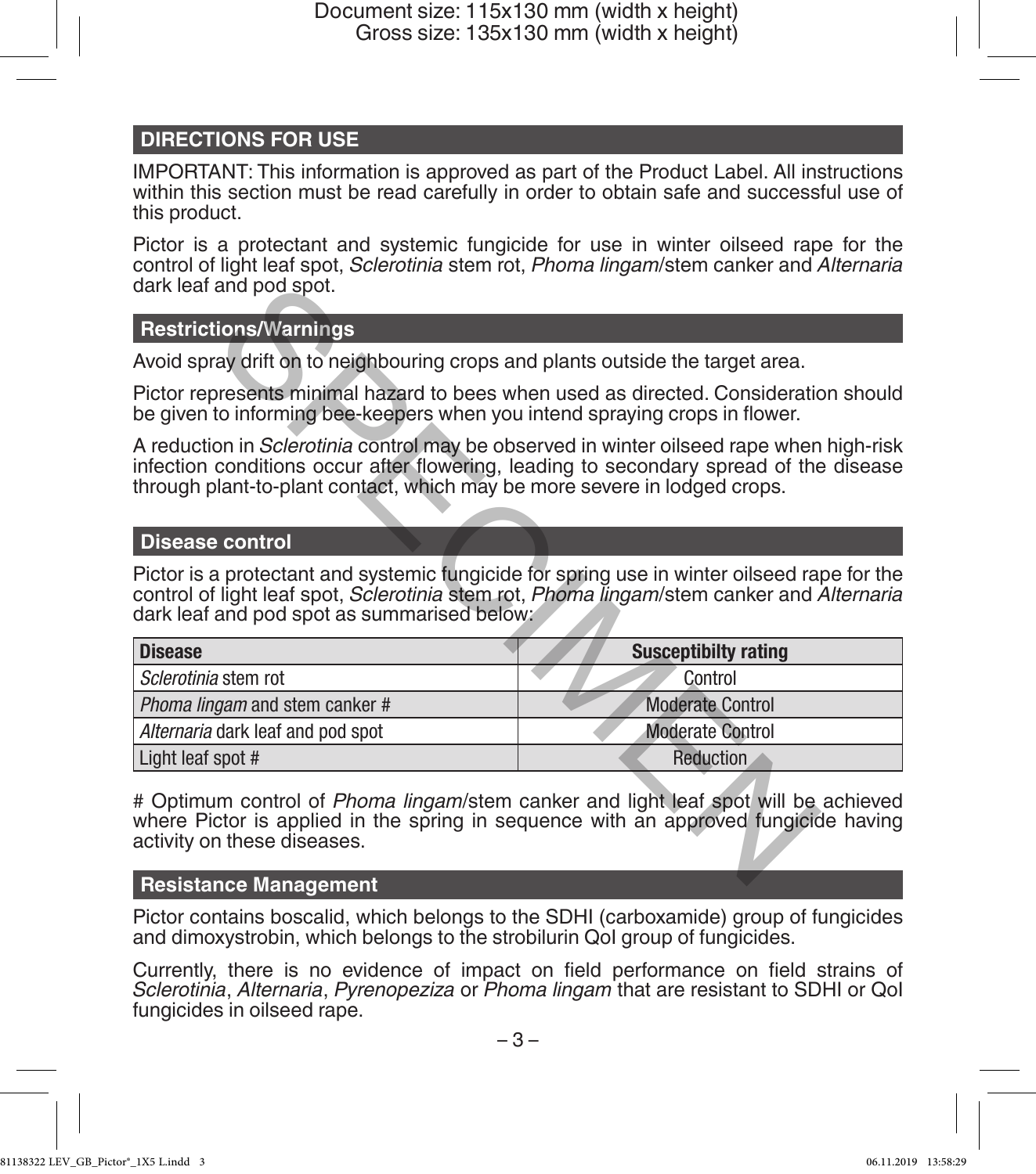## DIRECTIONS FOR USE

IMPORTANT: This information is approved as part of the Product Label. All instructions within this section must be read carefully in order to obtain safe and successful use of this product.

Pictor is a protectant and systemic fungicide for use in winter oilseed rape for the control of light leaf spot, *Sclerotinia* stem rot, *Phoma lingam*/stem canker and *Alternaria* dark leaf and pod spot.

### Restrictions/Warnings

Avoid spray drift on to neighbouring crops and plants outside the target area.

Pictor represents minimal hazard to bees when used as directed. Consideration should be given to informing bee-keepers when you intend spraying crops in flower.

A reduction in *Sclerotinia* control may be observed in winter oilseed rape when high-risk infection conditions occur after flowering, leading to secondary spread of the disease through plant-to-plant contact, which may be more severe in lodged crops.

### Disease control

Pictor is a protectant and systemic fungicide for spring use in winter oilseed rape for the control of light leaf spot, *Sclerotinia* stem rot, *Phoma lingam*/stem canker and *Alternaria* dark leaf and pod spot as summarised below:

| Disease | Susceptibilty rating |
|---|---|
| *Sclerotinia* stem rot | Control |
| *Phoma lingam* and stem canker # | Moderate Control |
| *Alternaria* dark leaf and pod spot | Moderate Control |
| Light leaf spot # | Reduction |

# Optimum control of *Phoma lingam*/stem canker and light leaf spot will be achieved where Pictor is applied in the spring in sequence with an approved fungicide having activity on these diseases.

### Resistance Management

Pictor contains boscalid, which belongs to the SDHI (carboxamide) group of fungicides and dimoxystrobin, which belongs to the strobilurin QoI group of fungicides.

Currently, there is no evidence of impact on field performance on field strains of *Sclerotinia*, *Alternaria*, *Pyrenopeziza* or *Phoma lingam* that are resistant to SDHI or QoI fungicides in oilseed rape.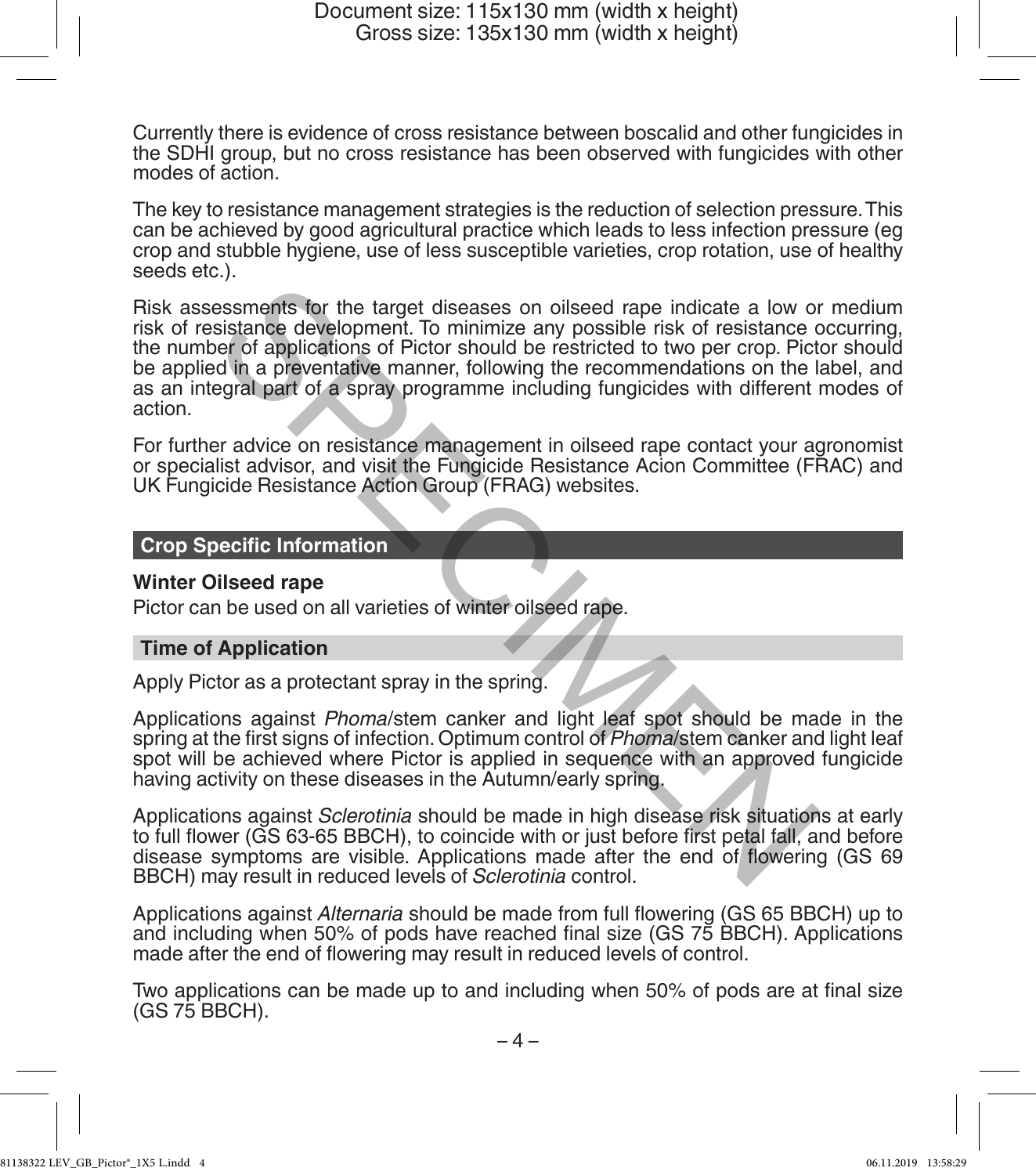Currently there is evidence of cross resistance between boscalid and other fungicides in the SDHI group, but no cross resistance has been observed with fungicides with other modes of action.

The key to resistance management strategies is the reduction of selection pressure. This can be achieved by good agricultural practice which leads to less infection pressure (eg crop and stubble hygiene, use of less susceptible varieties, crop rotation, use of healthy seeds etc.).

Risk assessments for the target diseases on oilseed rape indicate a low or medium risk of resistance development. To minimize any possible risk of resistance occurring, the number of applications of Pictor should be restricted to two per crop. Pictor should be applied in a preventative manner, following the recommendations on the label, and as an integral part of a spray programme including fungicides with different modes of action.

For further advice on resistance management in oilseed rape contact your agronomist or specialist advisor, and visit the Fungicide Resistance Acion Committee (FRAC) and UK Fungicide Resistance Action Group (FRAG) websites.

## Crop Specific Information

**Winter Oilseed rape**

Pictor can be used on all varieties of winter oilseed rape.

### Time of Application

Apply Pictor as a protectant spray in the spring.

Applications against *Phoma*/stem canker and light leaf spot should be made in the spring at the first signs of infection. Optimum control of *Phoma*/stem canker and light leaf spot will be achieved where Pictor is applied in sequence with an approved fungicide having activity on these diseases in the Autumn/early spring.

Applications against *Sclerotinia* should be made in high disease risk situations at early to full flower (GS 63-65 BBCH), to coincide with or just before first petal fall, and before disease symptoms are visible. Applications made after the end of flowering (GS 69 BBCH) may result in reduced levels of *Sclerotinia* control.

Applications against *Alternaria* should be made from full flowering (GS 65 BBCH) up to and including when 50% of pods have reached final size (GS 75 BBCH). Applications made after the end of flowering may result in reduced levels of control.

Two applications can be made up to and including when 50% of pods are at final size (GS 75 BBCH).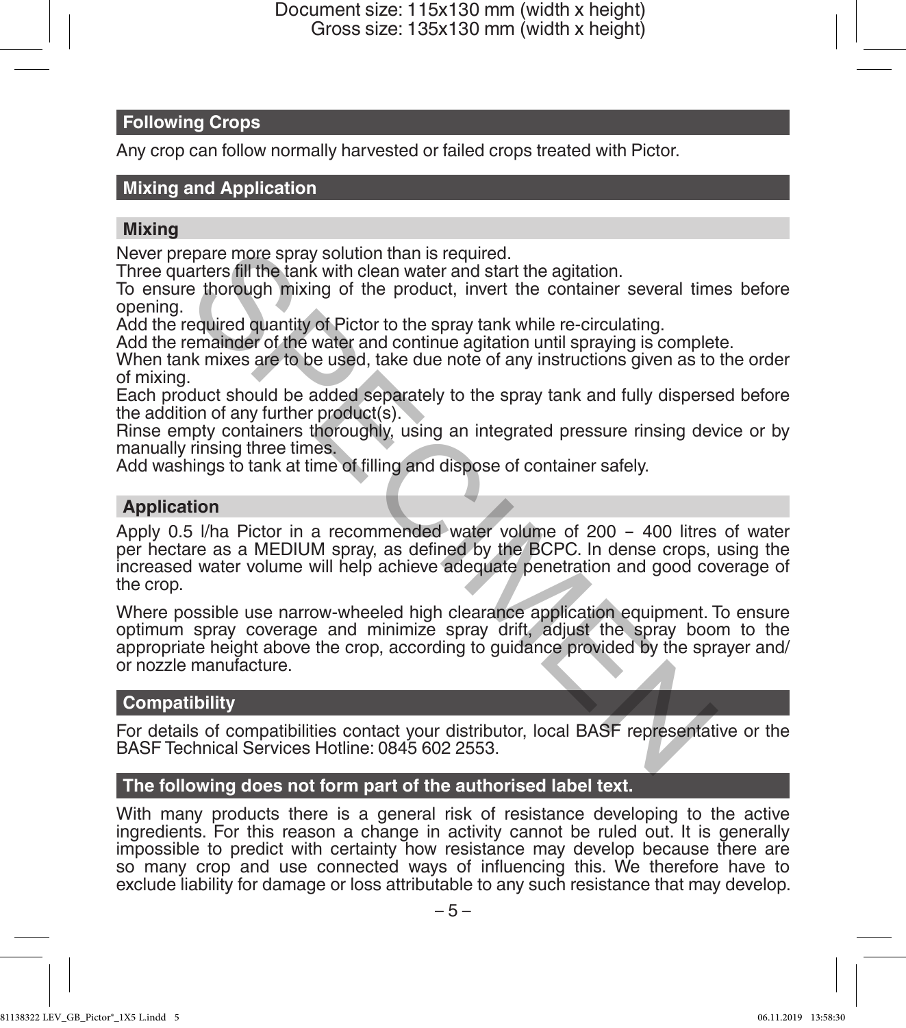## Following Crops

Any crop can follow normally harvested or failed crops treated with Pictor.

## Mixing and Application

### Mixing

Never prepare more spray solution than is required.
Three quarters fill the tank with clean water and start the agitation.
To ensure thorough mixing of the product, invert the container several times before opening.
Add the required quantity of Pictor to the spray tank while re-circulating.
Add the remainder of the water and continue agitation until spraying is complete.
When tank mixes are to be used, take due note of any instructions given as to the order of mixing.
Each product should be added separately to the spray tank and fully dispersed before the addition of any further product(s).
Rinse empty containers thoroughly, using an integrated pressure rinsing device or by manually rinsing three times.
Add washings to tank at time of filling and dispose of container safely.

### Application

Apply 0.5 l/ha Pictor in a recommended water volume of 200 – 400 litres of water per hectare as a MEDIUM spray, as defined by the BCPC. In dense crops, using the increased water volume will help achieve adequate penetration and good coverage of the crop.

Where possible use narrow-wheeled high clearance application equipment. To ensure optimum spray coverage and minimize spray drift, adjust the spray boom to the appropriate height above the crop, according to guidance provided by the sprayer and/or nozzle manufacture.

## Compatibility

For details of compatibilities contact your distributor, local BASF representative or the BASF Technical Services Hotline: 0845 602 2553.

## The following does not form part of the authorised label text.

With many products there is a general risk of resistance developing to the active ingredients. For this reason a change in activity cannot be ruled out. It is generally impossible to predict with certainty how resistance may develop because there are so many crop and use connected ways of influencing this. We therefore have to exclude liability for damage or loss attributable to any such resistance that may develop.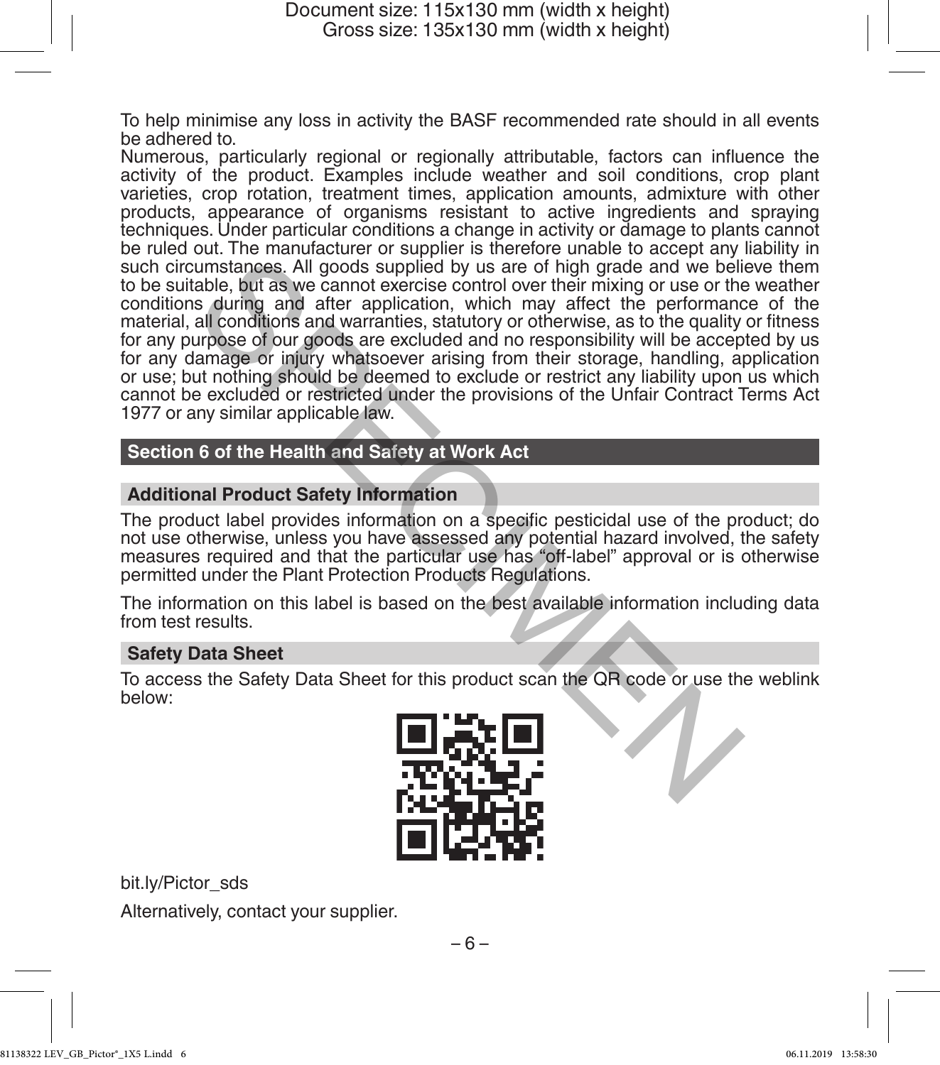To help minimise any loss in activity the BASF recommended rate should in all events be adhered to.

Numerous, particularly regional or regionally attributable, factors can influence the activity of the product. Examples include weather and soil conditions, crop plant varieties, crop rotation, treatment times, application amounts, admixture with other products, appearance of organisms resistant to active ingredients and spraying techniques. Under particular conditions a change in activity or damage to plants cannot be ruled out. The manufacturer or supplier is therefore unable to accept any liability in such circumstances. All goods supplied by us are of high grade and we believe them to be suitable, but as we cannot exercise control over their mixing or use or the weather conditions during and after application, which may affect the performance of the material, all conditions and warranties, statutory or otherwise, as to the quality or fitness for any purpose of our goods are excluded and no responsibility will be accepted by us for any damage or injury whatsoever arising from their storage, handling, application or use; but nothing should be deemed to exclude or restrict any liability upon us which cannot be excluded or restricted under the provisions of the Unfair Contract Terms Act 1977 or any similar applicable law.

## Section 6 of the Health and Safety at Work Act

### Additional Product Safety Information

The product label provides information on a specific pesticidal use of the product; do not use otherwise, unless you have assessed any potential hazard involved, the safety measures required and that the particular use has "off-label" approval or is otherwise permitted under the Plant Protection Products Regulations.

The information on this label is based on the best available information including data from test results.

### Safety Data Sheet

To access the Safety Data Sheet for this product scan the QR code or use the weblink below:

bit.ly/Pictor_sds

Alternatively, contact your supplier.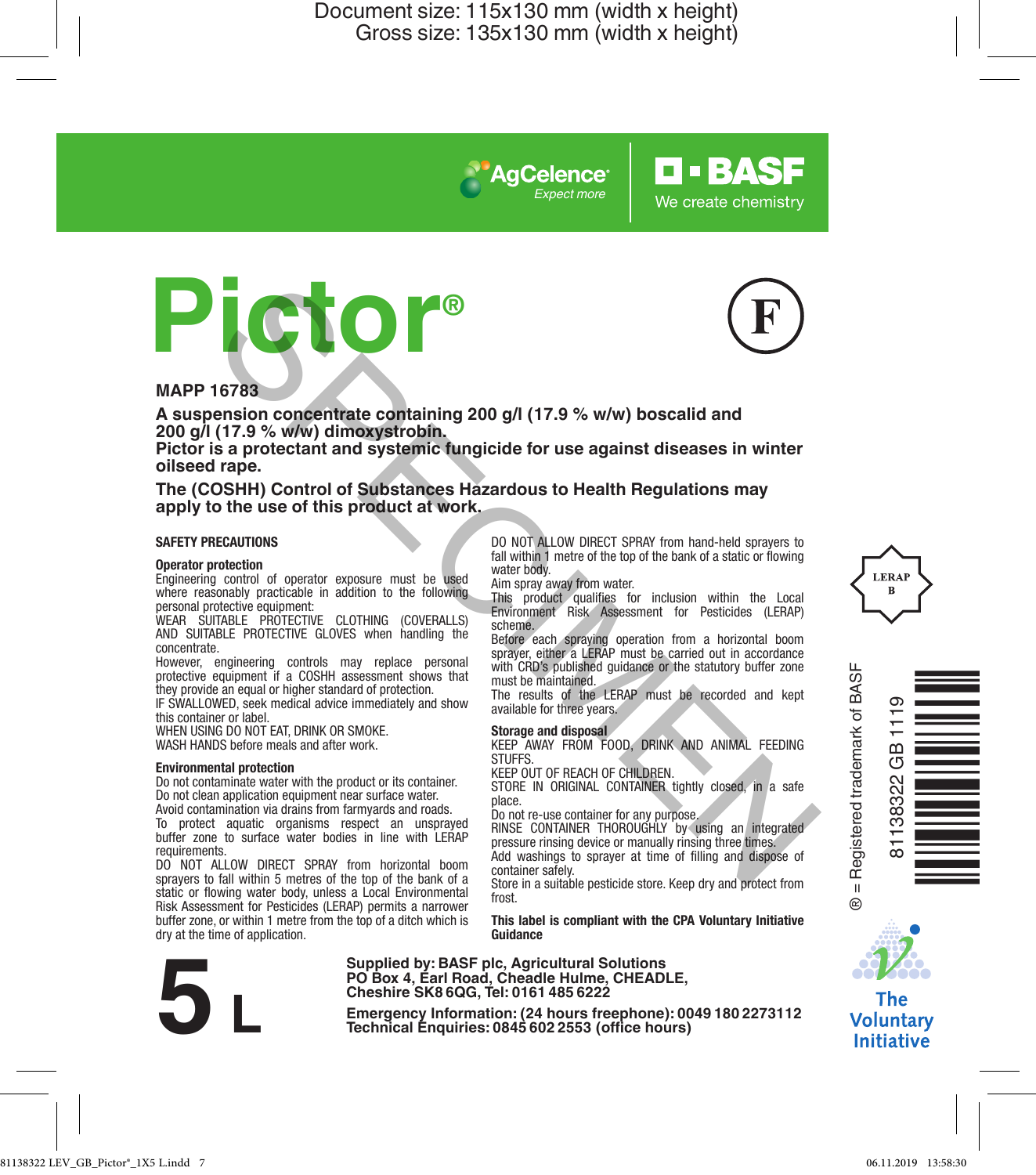Document size: 115x130 mm (width x height)
Gross size: 135x130 mm (width x height)

AgCelence® Expect more

BASF We create chemistry

# Pictor®

F

**MAPP 16783**

**A suspension concentrate containing 200 g/l (17.9 % w/w) boscalid and 200 g/l (17.9 % w/w) dimoxystrobin.**
**Pictor is a protectant and systemic fungicide for use against diseases in winter oilseed rape.**

**The (COSHH) Control of Substances Hazardous to Health Regulations may apply to the use of this product at work.**

## SAFETY PRECAUTIONS

### Operator protection

Engineering control of operator exposure must be used where reasonably practicable in addition to the following personal protective equipment:
WEAR SUITABLE PROTECTIVE CLOTHING (COVERALLS) AND SUITABLE PROTECTIVE GLOVES when handling the concentrate.
However, engineering controls may replace personal protective equipment if a COSHH assessment shows that they provide an equal or higher standard of protection.
IF SWALLOWED, seek medical advice immediately and show this container or label.
WHEN USING DO NOT EAT, DRINK OR SMOKE.
WASH HANDS before meals and after work.

### Environmental protection

Do not contaminate water with the product or its container.
Do not clean application equipment near surface water.
Avoid contamination via drains from farmyards and roads.
To protect aquatic organisms respect an unsprayed buffer zone to surface water bodies in line with LERAP requirements.
DO NOT ALLOW DIRECT SPRAY from horizontal boom sprayers to fall within 5 metres of the top of the bank of a static or flowing water body, unless a Local Environmental Risk Assessment for Pesticides (LERAP) permits a narrower buffer zone, or within 1 metre from the top of a ditch which is dry at the time of application.
DO NOT ALLOW DIRECT SPRAY from hand-held sprayers to fall within 1 metre of the top of the bank of a static or flowing water body.
Aim spray away from water.
This product qualifies for inclusion within the Local Environment Risk Assessment for Pesticides (LERAP) scheme.
Before each spraying operation from a horizontal boom sprayer, either a LERAP must be carried out in accordance with CRD's published guidance or the statutory buffer zone must be maintained.
The results of the LERAP must be recorded and kept available for three years.

### Storage and disposal

KEEP AWAY FROM FOOD, DRINK AND ANIMAL FEEDING STUFFS.
KEEP OUT OF REACH OF CHILDREN.
STORE IN ORIGINAL CONTAINER tightly closed, in a safe place.
Do not re-use container for any purpose.
RINSE CONTAINER THOROUGHLY by using an integrated pressure rinsing device or manually rinsing three times.
Add washings to sprayer at time of filling and dispose of container safely.
Store in a suitable pesticide store. Keep dry and protect from frost.

**This label is compliant with the CPA Voluntary Initiative Guidance**

LERAP B

® = Registered trademark of BASF

81138322 GB 1119

The Voluntary Initiative

# 5 L

**Supplied by: BASF plc, Agricultural Solutions**
**PO Box 4, Earl Road, Cheadle Hulme, CHEADLE,**
**Cheshire SK8 6QG, Tel: 0161 485 6222**

**Emergency Information: (24 hours freephone): 0049 180 2273112**
**Technical Enquiries: 0845 602 2553 (office hours)**

81138322 LEV_GB_Pictor®_1X5 L.indd 7 06.11.2019 13:58:30